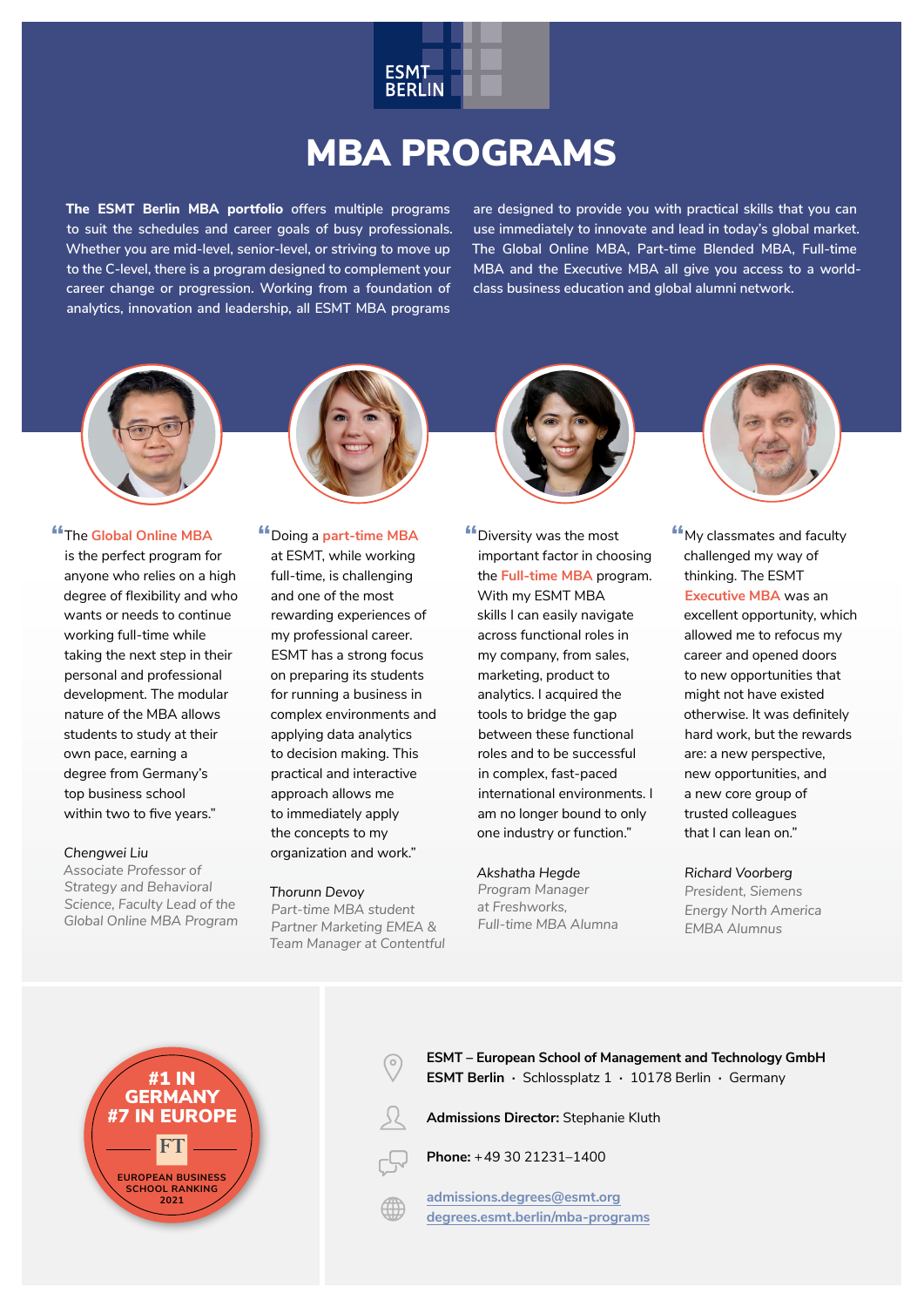ESMT BERLIN

# MBA PROGRAMS

**The ESMT Berlin MBA portfolio** offers multiple programs to suit the schedules and career goals of busy professionals. Whether you are mid-level, senior-level, or striving to move up to the C-level, there is a program designed to complement your career change or progression. Working from a foundation of analytics, innovation and leadership, all ESMT MBA programs are designed to provide you with practical skills that you can use immediately to innovate and lead in today's global market. The Global Online MBA, Part-time Blended MBA, Full-time MBA and the Executive MBA all give you access to a world-class business education and global alumni network.

"The **Global Online MBA** is the perfect program for anyone who relies on a high degree of flexibility and who wants or needs to continue working full-time while taking the next step in their personal and professional development. The modular nature of the MBA allows students to study at their own pace, earning a degree from Germany's top business school within two to five years."

*Chengwei Liu*
*Associate Professor of Strategy and Behavioral Science, Faculty Lead of the Global Online MBA Program*

"Doing a **part-time MBA** at ESMT, while working full-time, is challenging and one of the most rewarding experiences of my professional career. ESMT has a strong focus on preparing its students for running a business in complex environments and applying data analytics to decision making. This practical and interactive approach allows me to immediately apply the concepts to my organization and work."

*Thorunn Devoy*
*Part-time MBA student*
*Partner Marketing EMEA & Team Manager at Contentful*

"Diversity was the most important factor in choosing the **Full-time MBA** program. With my ESMT MBA skills I can easily navigate across functional roles in my company, from sales, marketing, product to analytics. I acquired the tools to bridge the gap between these functional roles and to be successful in complex, fast-paced international environments. I am no longer bound to only one industry or function."

*Akshatha Hegde*
*Program Manager at Freshworks,*
*Full-time MBA Alumna*

"My classmates and faculty challenged my way of thinking. The ESMT **Executive MBA** was an excellent opportunity, which allowed me to refocus my career and opened doors to new opportunities that might not have existed otherwise. It was definitely hard work, but the rewards are: a new perspective, new opportunities, and a new core group of trusted colleagues that I can lean on."

*Richard Voorberg*
*President, Siemens Energy North America*
*EMBA Alumnus*

**#1 IN GERMANY**
**#7 IN EUROPE**
FT
EUROPEAN BUSINESS SCHOOL RANKING 2021

**ESMT – European School of Management and Technology GmbH**
**ESMT Berlin** · Schlossplatz 1 · 10178 Berlin · Germany

**Admissions Director:** Stephanie Kluth

**Phone:** +49 30 21231–1400

admissions.degrees@esmt.org
degrees.esmt.berlin/mba-programs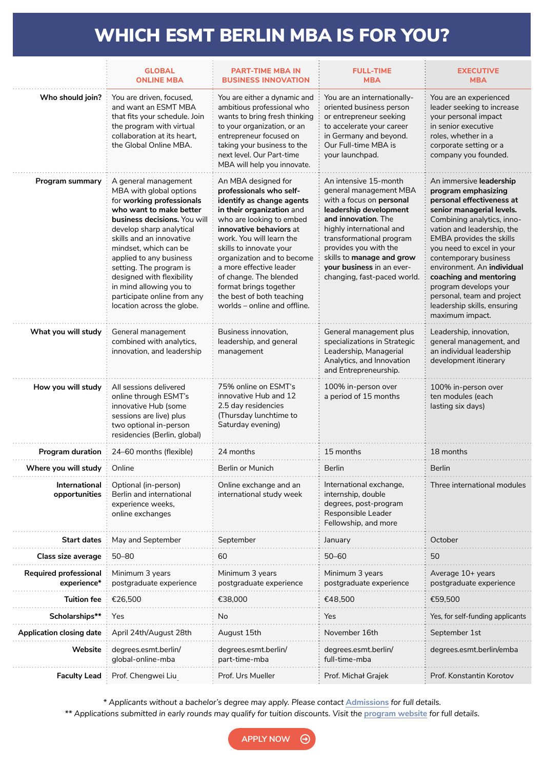# WHICH ESMT BERLIN MBA IS FOR YOU?

| | GLOBAL ONLINE MBA | PART-TIME MBA IN BUSINESS INNOVATION | FULL-TIME MBA | EXECUTIVE MBA |
|---|---|---|---|---|
| **Who should join?** | You are driven, focused, and want an ESMT MBA that fits your schedule. Join the program with virtual collaboration at its heart, the Global Online MBA. | You are either a dynamic and ambitious professional who wants to bring fresh thinking to your organization, or an entrepreneur focused on taking your business to the next level. Our Part-time MBA will help you innovate. | You are an internationally-oriented business person or entrepreneur seeking to accelerate your career in Germany and beyond. Our Full-time MBA is your launchpad. | You are an experienced leader seeking to increase your personal impact in senior executive roles, whether in a corporate setting or a company you founded. |
| **Program summary** | A general management MBA with global options for **working professionals who want to make better business decisions.** You will develop sharp analytical skills and an innovative mindset, which can be applied to any business setting. The program is designed with flexibility in mind allowing you to participate online from any location across the globe. | An MBA designed for **professionals who self-identify as change agents in their organization** and who are looking to embed **innovative behaviors** at work. You will learn the skills to innovate your organization and to become a more effective leader of change. The blended format brings together the best of both teaching worlds – online and offline. | An intensive 15-month general management MBA with a focus on **personal leadership development and innovation**. The highly international and transformational program provides you with the skills to **manage and grow your business** in an ever-changing, fast-paced world. | An immersive **leadership program emphasizing personal effectiveness at senior managerial levels.** Combining analytics, innovation and leadership, the EMBA provides the skills you need to excel in your contemporary business environment. An **individual coaching and mentoring** program develops your personal, team and project leadership skills, ensuring maximum impact. |
| **What you will study** | General management combined with analytics, innovation, and leadership | Business innovation, leadership, and general management | General management plus specializations in Strategic Leadership, Managerial Analytics, and Innovation and Entrepreneurship. | Leadership, innovation, general management, and an individual leadership development itinerary |
| **How you will study** | All sessions delivered online through ESMT's innovative Hub (some sessions are live) plus two optional in-person residencies (Berlin, global) | 75% online on ESMT's innovative Hub and 12 2.5 day residencies (Thursday lunchtime to Saturday evening) | 100% in-person over a period of 15 months | 100% in-person over ten modules (each lasting six days) |
| **Program duration** | 24–60 months (flexible) | 24 months | 15 months | 18 months |
| **Where you will study** | Online | Berlin or Munich | Berlin | Berlin |
| **International opportunities** | Optional (in-person) Berlin and international experience weeks, online exchanges | Online exchange and an international study week | International exchange, internship, double degrees, post-program Responsible Leader Fellowship, and more | Three international modules |
| **Start dates** | May and September | September | January | October |
| **Class size average** | 50–80 | 60 | 50–60 | 50 |
| **Required professional experience*** | Minimum 3 years postgraduate experience | Minimum 3 years postgraduate experience | Minimum 3 years postgraduate experience | Average 10+ years postgraduate experience |
| **Tuition fee** | €26,500 | €38,000 | €48,500 | €59,500 |
| **Scholarships**** | Yes | No | Yes | Yes, for self-funding applicants |
| **Application closing date** | April 24th/August 28th | August 15th | November 16th | September 1st |
| **Website** | degrees.esmt.berlin/global-online-mba | degrees.esmt.berlin/part-time-mba | degrees.esmt.berlin/full-time-mba | degrees.esmt.berlin/emba |
| **Faculty Lead** | Prof. Chengwei Liu | Prof. Urs Mueller | Prof. Michał Grajek | Prof. Konstantin Korotov |

*\* Applicants without a bachelor's degree may apply. Please contact Admissions for full details.*

*\*\* Applications submitted in early rounds may qualify for tuition discounts. Visit the program website for full details.*

APPLY NOW